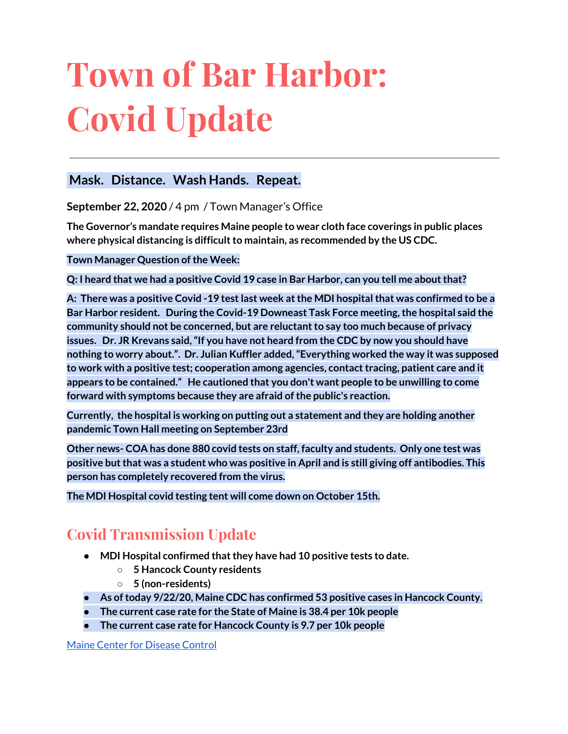# Town of Bar Harbor: Covid Update

---

## Mask. Distance. Wash Hands. Repeat.

**September 22, 2020** / 4 pm / Town Manager's Office

**The Governor's mandate requires Maine people to wear cloth face coverings in public places where physical distancing is difficult to maintain, as recommended by the US CDC.**

**Town Manager Question of the Week:**

**Q: I heard that we had a positive Covid 19 case in Bar Harbor, can you tell me about that?**

**A: There was a positive Covid -19 test last week at the MDI hospital that was confirmed to be a Bar Harbor resident. During the Covid-19 Downeast Task Force meeting, the hospital said the community should not be concerned, but are reluctant to say too much because of privacy issues. Dr. JR Krevans said, "If you have not heard from the CDC by now you should have nothing to worry about.". Dr. Julian Kuffler added, "Everything worked the way it was supposed to work with a positive test; cooperation among agencies, contact tracing, patient care and it appears to be contained." He cautioned that you don't want people to be unwilling to come forward with symptoms because they are afraid of the public's reaction.**

**Currently, the hospital is working on putting out a statement and they are holding another pandemic Town Hall meeting on September 23rd**

**Other news- COA has done 880 covid tests on staff, faculty and students. Only one test was positive but that was a student who was positive in April and is still giving off antibodies. This person has completely recovered from the virus.**

**The MDI Hospital covid testing tent will come down on October 15th.**

## Covid Transmission Update

- **MDI Hospital confirmed that they have had 10 positive tests to date.**
  - **5 Hancock County residents**
  - **5 (non-residents)**
- **As of today 9/22/20, Maine CDC has confirmed 53 positive cases in Hancock County.**
- **The current case rate for the State of Maine is 38.4 per 10k people**
- **The current case rate for Hancock County is 9.7 per 10k people**

Maine Center for Disease Control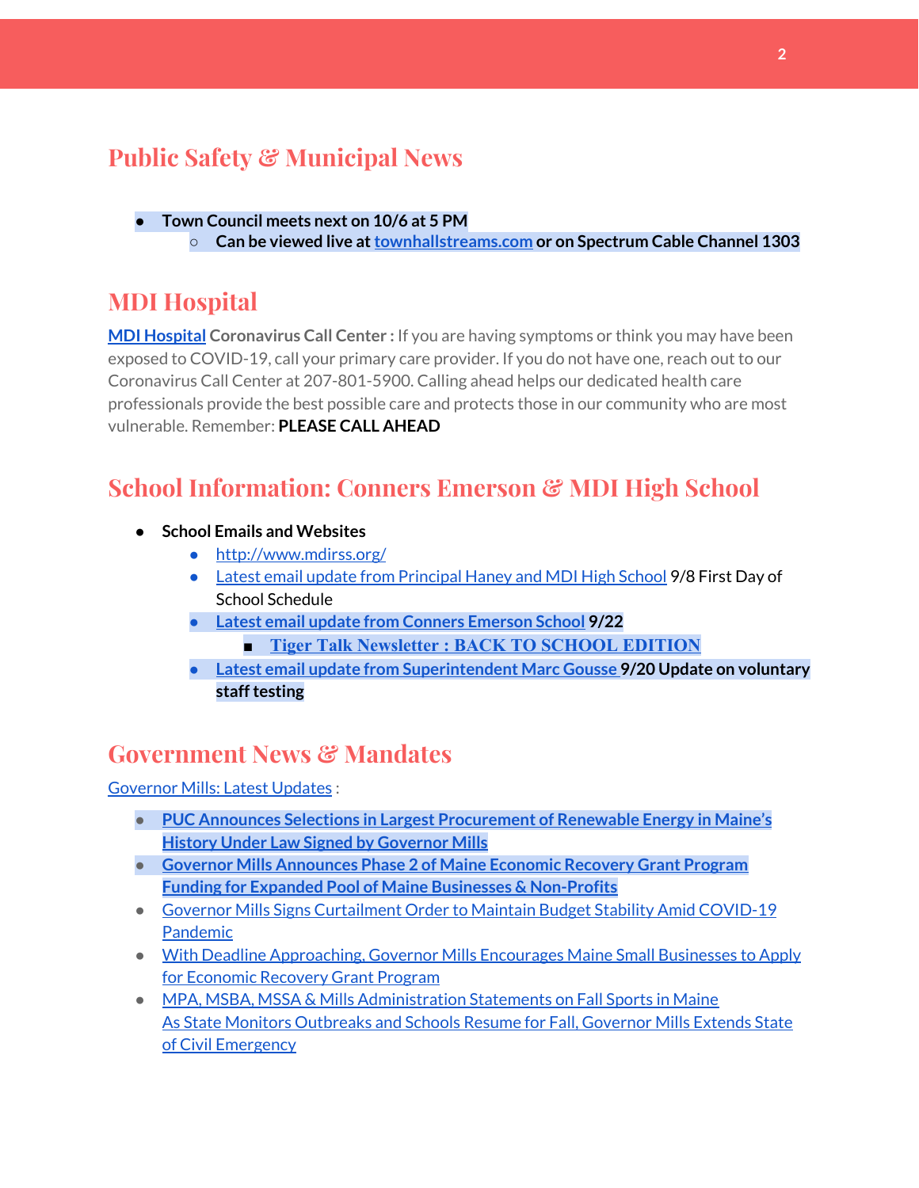## Public Safety & Municipal News

- **Town Council meets next on 10/6 at 5 PM**
  - **Can be viewed live at townhallstreams.com or on Spectrum Cable Channel 1303**

## MDI Hospital

**MDI Hospital Coronavirus Call Center :** If you are having symptoms or think you may have been exposed to COVID-19, call your primary care provider. If you do not have one, reach out to our Coronavirus Call Center at 207-801-5900. Calling ahead helps our dedicated health care professionals provide the best possible care and protects those in our community who are most vulnerable. Remember: **PLEASE CALL AHEAD**

## School Information: Conners Emerson & MDI High School

- **School Emails and Websites**
  - http://www.mdirss.org/
  - Latest email update from Principal Haney and MDI High School 9/8 First Day of School Schedule
  - **Latest email update from Conners Emerson School 9/22**
    - **Tiger Talk Newsletter : BACK TO SCHOOL EDITION**
  - **Latest email update from Superintendent Marc Gousse 9/20 Update on voluntary staff testing**

## Government News & Mandates

Governor Mills: Latest Updates :

- **PUC Announces Selections in Largest Procurement of Renewable Energy in Maine's History Under Law Signed by Governor Mills**
- **Governor Mills Announces Phase 2 of Maine Economic Recovery Grant Program Funding for Expanded Pool of Maine Businesses & Non-Profits**
- Governor Mills Signs Curtailment Order to Maintain Budget Stability Amid COVID-19 Pandemic
- With Deadline Approaching, Governor Mills Encourages Maine Small Businesses to Apply for Economic Recovery Grant Program
- MPA, MSBA, MSSA & Mills Administration Statements on Fall Sports in Maine
  As State Monitors Outbreaks and Schools Resume for Fall, Governor Mills Extends State of Civil Emergency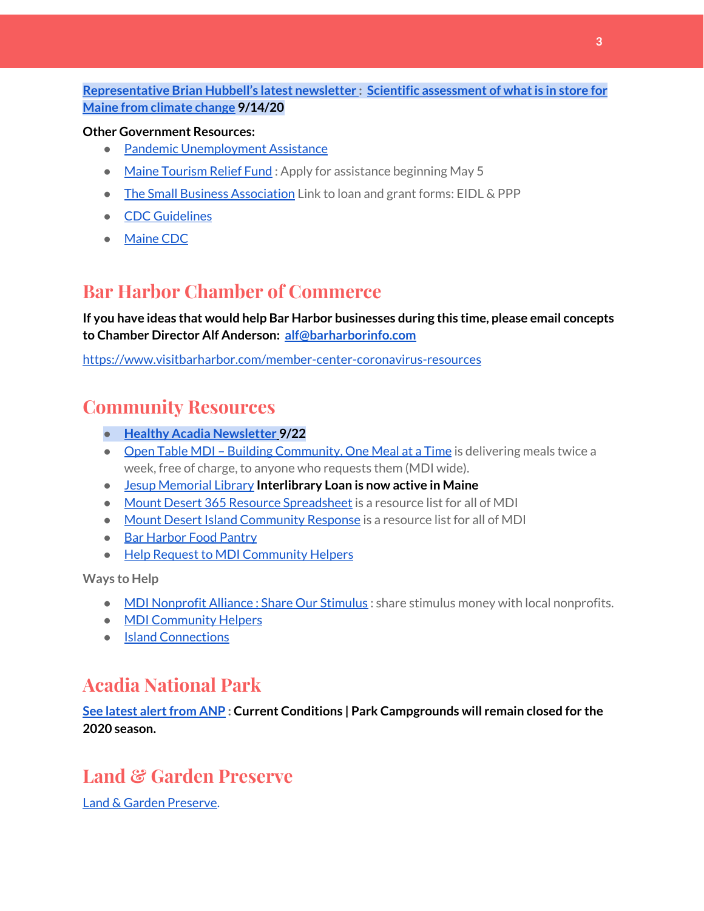**Representative Brian Hubbell's latest newsletter : Scientific assessment of what is in store for Maine from climate change 9/14/20**

**Other Government Resources:**

- Pandemic Unemployment Assistance
- Maine Tourism Relief Fund : Apply for assistance beginning May 5
- The Small Business Association Link to loan and grant forms: EIDL & PPP
- CDC Guidelines
- Maine CDC

## Bar Harbor Chamber of Commerce

**If you have ideas that would help Bar Harbor businesses during this time, please email concepts to Chamber Director Alf Anderson: alf@barharborinfo.com**

https://www.visitbarharbor.com/member-center-coronavirus-resources

## Community Resources

- **Healthy Acadia Newsletter 9/22**
- Open Table MDI – Building Community, One Meal at a Time is delivering meals twice a week, free of charge, to anyone who requests them (MDI wide).
- Jesup Memorial Library **Interlibrary Loan is now active in Maine**
- Mount Desert 365 Resource Spreadsheet is a resource list for all of MDI
- Mount Desert Island Community Response is a resource list for all of MDI
- Bar Harbor Food Pantry
- Help Request to MDI Community Helpers

Ways to Help

- MDI Nonprofit Alliance : Share Our Stimulus : share stimulus money with local nonprofits.
- MDI Community Helpers
- Island Connections

## Acadia National Park

**See latest alert from ANP : Current Conditions | Park Campgrounds will remain closed for the 2020 season.**

## Land & Garden Preserve

Land & Garden Preserve.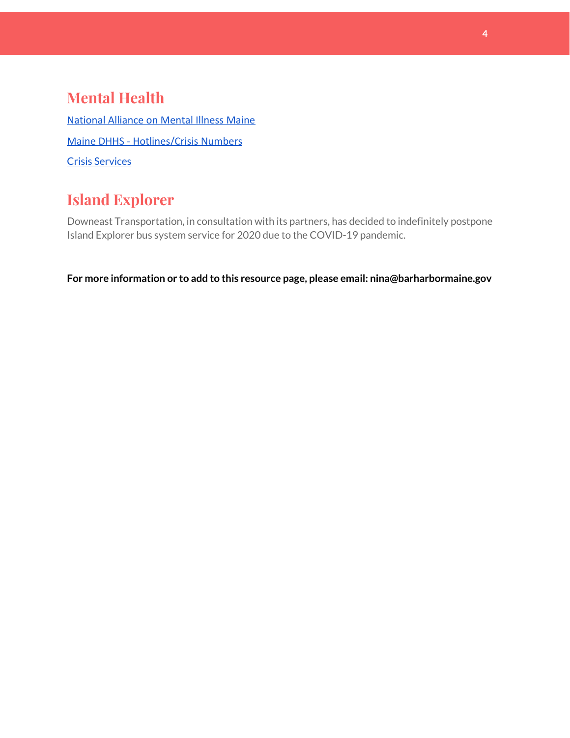## Mental Health

National Alliance on Mental Illness Maine

Maine DHHS - Hotlines/Crisis Numbers

Crisis Services

## Island Explorer

Downeast Transportation, in consultation with its partners, has decided to indefinitely postpone Island Explorer bus system service for 2020 due to the COVID-19 pandemic.

**For more information or to add to this resource page, please email: nina@barharbormaine.gov**